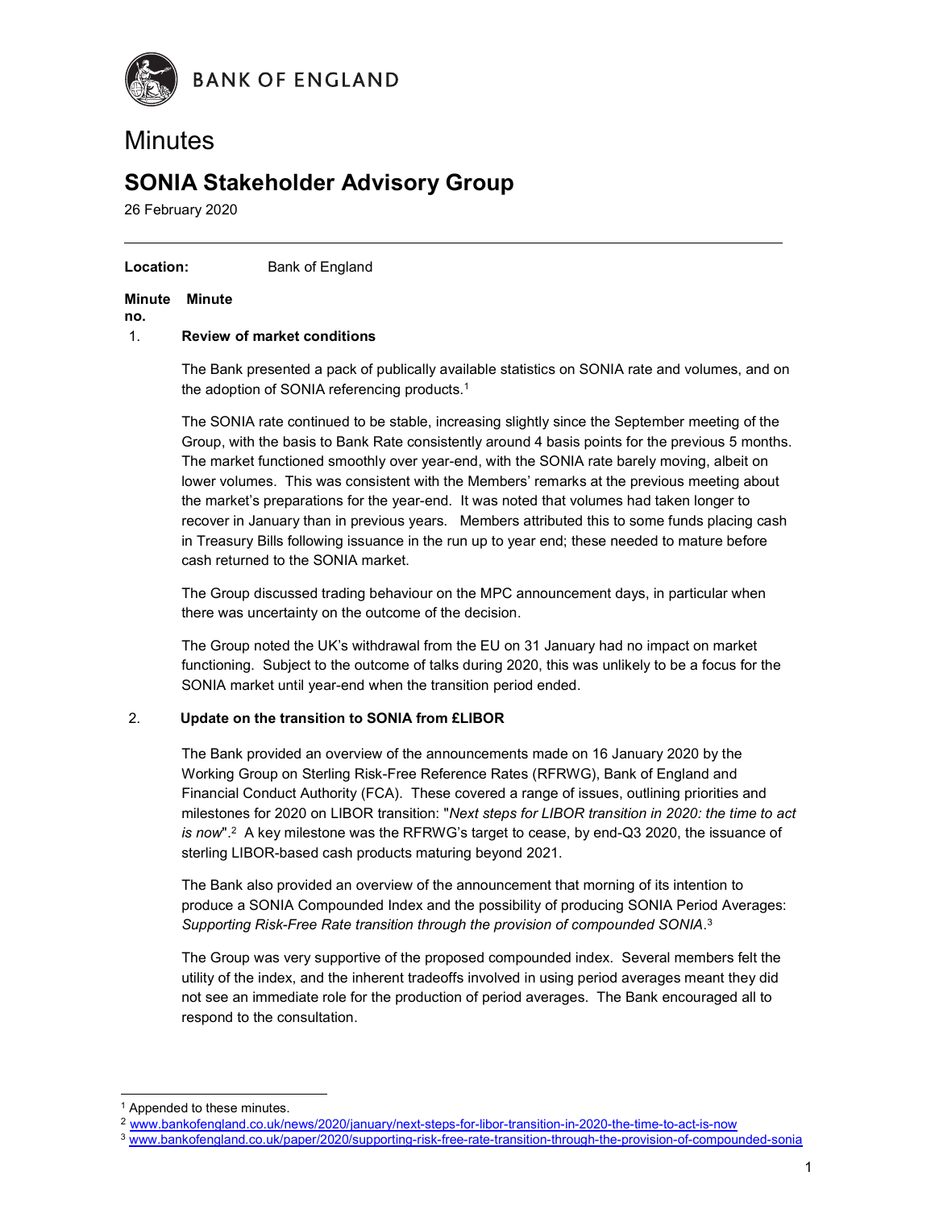BANK OF ENGLAND

# Minutes

## SONIA Stakeholder Advisory Group

26 February 2020

**Location:** Bank of England

| Minute no. | Minute |
| --- | --- |

1. **Review of market conditions**

The Bank presented a pack of publically available statistics on SONIA rate and volumes, and on the adoption of SONIA referencing products.[1]

The SONIA rate continued to be stable, increasing slightly since the September meeting of the Group, with the basis to Bank Rate consistently around 4 basis points for the previous 5 months. The market functioned smoothly over year-end, with the SONIA rate barely moving, albeit on lower volumes. This was consistent with the Members' remarks at the previous meeting about the market's preparations for the year-end. It was noted that volumes had taken longer to recover in January than in previous years. Members attributed this to some funds placing cash in Treasury Bills following issuance in the run up to year end; these needed to mature before cash returned to the SONIA market.

The Group discussed trading behaviour on the MPC announcement days, in particular when there was uncertainty on the outcome of the decision.

The Group noted the UK's withdrawal from the EU on 31 January had no impact on market functioning. Subject to the outcome of talks during 2020, this was unlikely to be a focus for the SONIA market until year-end when the transition period ended.

2. **Update on the transition to SONIA from £LIBOR**

The Bank provided an overview of the announcements made on 16 January 2020 by the Working Group on Sterling Risk-Free Reference Rates (RFRWG), Bank of England and Financial Conduct Authority (FCA). These covered a range of issues, outlining priorities and milestones for 2020 on LIBOR transition: "*Next steps for LIBOR transition in 2020: the time to act is now*".[2] A key milestone was the RFRWG's target to cease, by end-Q3 2020, the issuance of sterling LIBOR-based cash products maturing beyond 2021.

The Bank also provided an overview of the announcement that morning of its intention to produce a SONIA Compounded Index and the possibility of producing SONIA Period Averages: *Supporting Risk-Free Rate transition through the provision of compounded SONIA*.[3]

The Group was very supportive of the proposed compounded index. Several members felt the utility of the index, and the inherent tradeoffs involved in using period averages meant they did not see an immediate role for the production of period averages. The Bank encouraged all to respond to the consultation.

---

[1] Appended to these minutes.

[2] www.bankofengland.co.uk/news/2020/january/next-steps-for-libor-transition-in-2020-the-time-to-act-is-now

[3] www.bankofengland.co.uk/paper/2020/supporting-risk-free-rate-transition-through-the-provision-of-compounded-sonia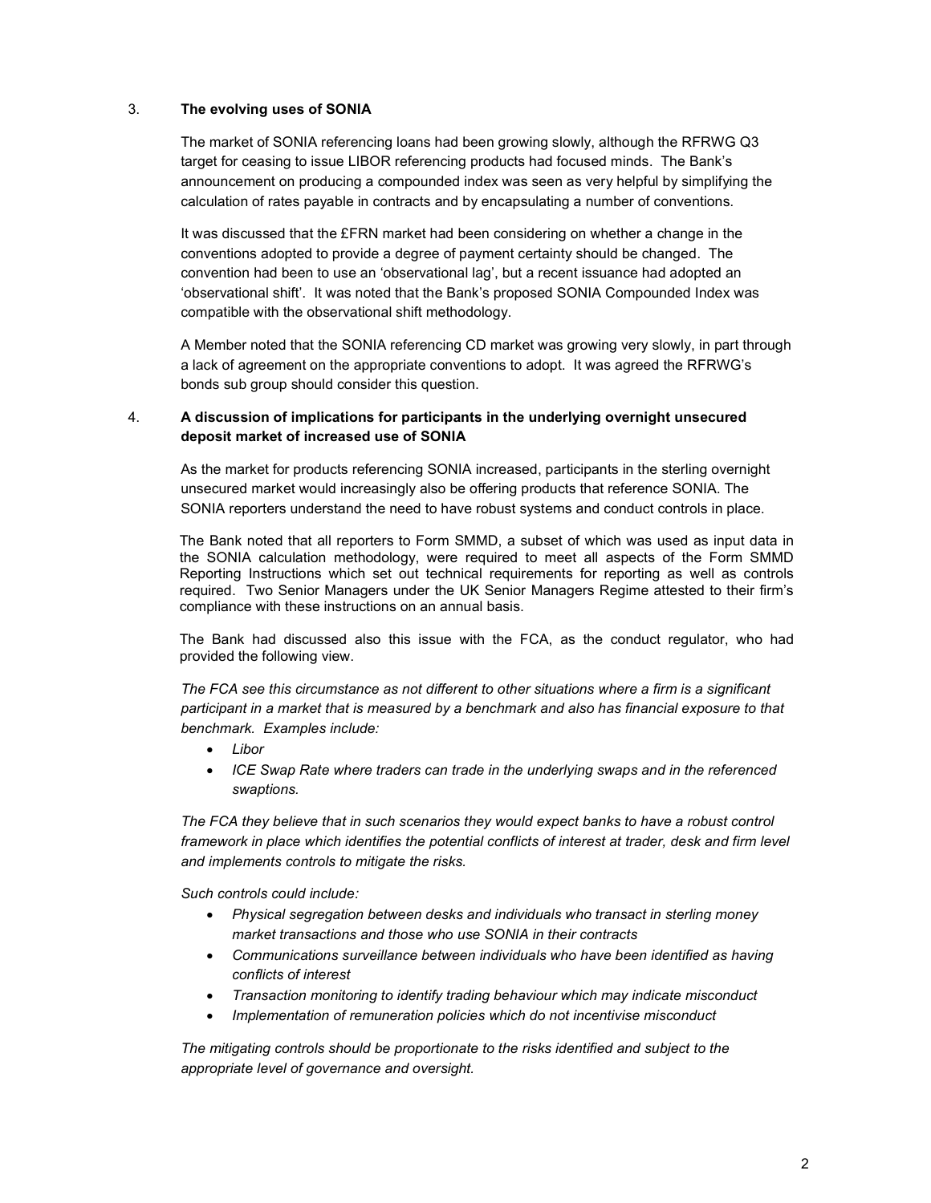## 3. **The evolving uses of SONIA**

The market of SONIA referencing loans had been growing slowly, although the RFRWG Q3 target for ceasing to issue LIBOR referencing products had focused minds. The Bank's announcement on producing a compounded index was seen as very helpful by simplifying the calculation of rates payable in contracts and by encapsulating a number of conventions.

It was discussed that the £FRN market had been considering on whether a change in the conventions adopted to provide a degree of payment certainty should be changed. The convention had been to use an 'observational lag', but a recent issuance had adopted an 'observational shift'. It was noted that the Bank's proposed SONIA Compounded Index was compatible with the observational shift methodology.

A Member noted that the SONIA referencing CD market was growing very slowly, in part through a lack of agreement on the appropriate conventions to adopt. It was agreed the RFRWG's bonds sub group should consider this question.

## 4. **A discussion of implications for participants in the underlying overnight unsecured deposit market of increased use of SONIA**

As the market for products referencing SONIA increased, participants in the sterling overnight unsecured market would increasingly also be offering products that reference SONIA. The SONIA reporters understand the need to have robust systems and conduct controls in place.

The Bank noted that all reporters to Form SMMD, a subset of which was used as input data in the SONIA calculation methodology, were required to meet all aspects of the Form SMMD Reporting Instructions which set out technical requirements for reporting as well as controls required. Two Senior Managers under the UK Senior Managers Regime attested to their firm's compliance with these instructions on an annual basis.

The Bank had discussed also this issue with the FCA, as the conduct regulator, who had provided the following view.

*The FCA see this circumstance as not different to other situations where a firm is a significant participant in a market that is measured by a benchmark and also has financial exposure to that benchmark. Examples include:*

- *Libor*
- *ICE Swap Rate where traders can trade in the underlying swaps and in the referenced swaptions.*

*The FCA they believe that in such scenarios they would expect banks to have a robust control framework in place which identifies the potential conflicts of interest at trader, desk and firm level and implements controls to mitigate the risks.*

*Such controls could include:*

- *Physical segregation between desks and individuals who transact in sterling money market transactions and those who use SONIA in their contracts*
- *Communications surveillance between individuals who have been identified as having conflicts of interest*
- *Transaction monitoring to identify trading behaviour which may indicate misconduct*
- *Implementation of remuneration policies which do not incentivise misconduct*

*The mitigating controls should be proportionate to the risks identified and subject to the appropriate level of governance and oversight.*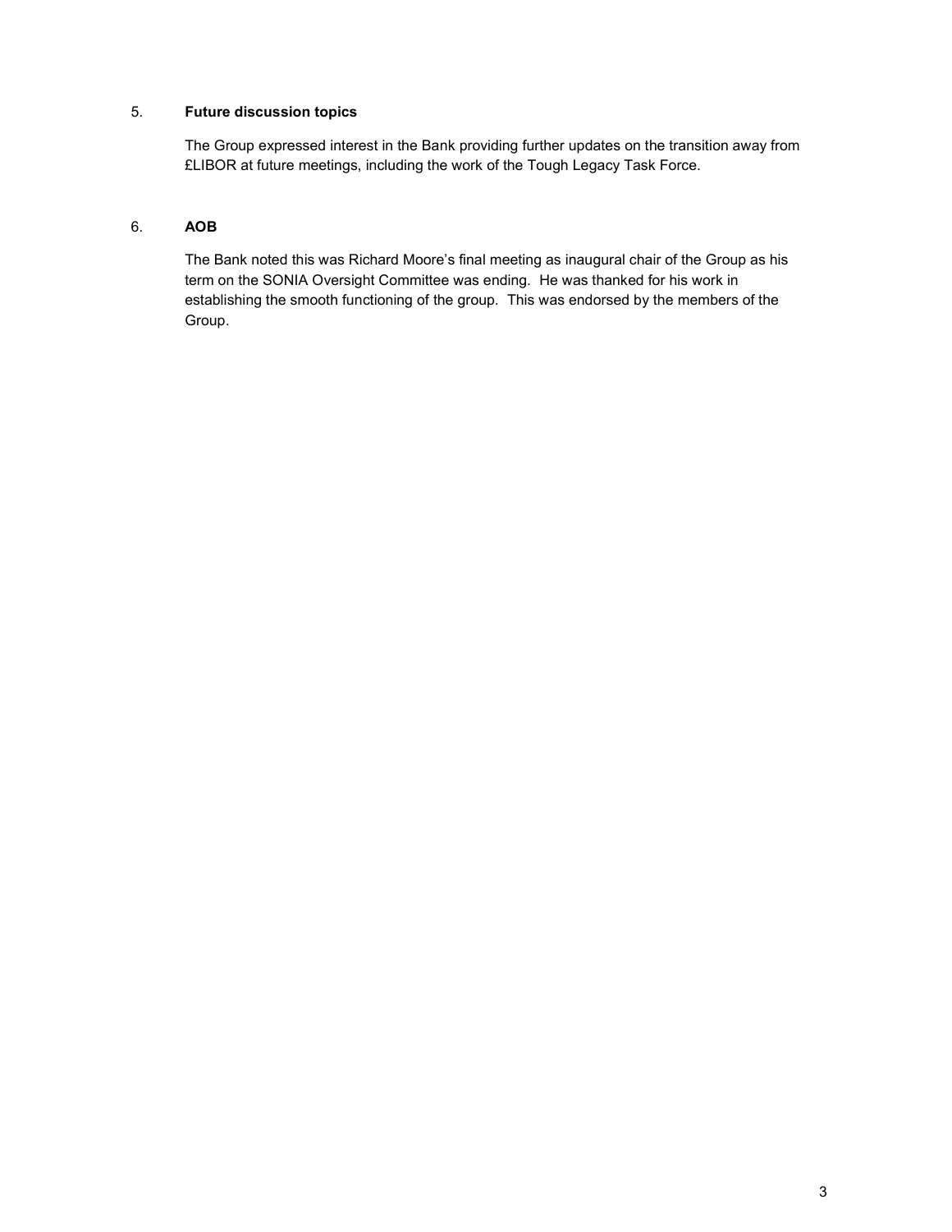5. **Future discussion topics**

The Group expressed interest in the Bank providing further updates on the transition away from £LIBOR at future meetings, including the work of the Tough Legacy Task Force.

6. **AOB**

The Bank noted this was Richard Moore's final meeting as inaugural chair of the Group as his term on the SONIA Oversight Committee was ending. He was thanked for his work in establishing the smooth functioning of the group. This was endorsed by the members of the Group.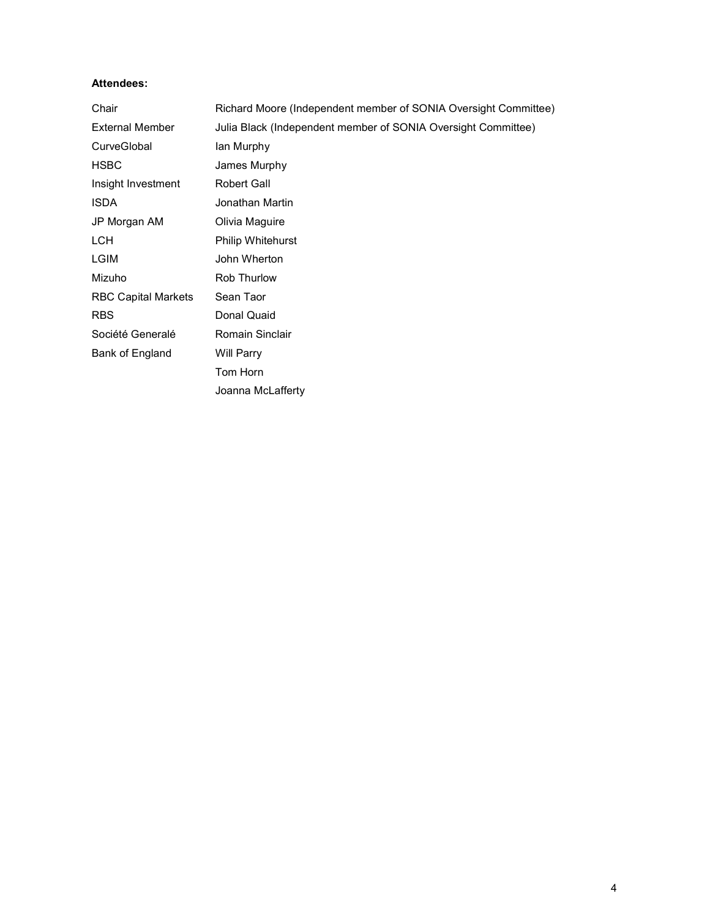**Attendees:**

| | |
|---|---|
| Chair | Richard Moore (Independent member of SONIA Oversight Committee) |
| External Member | Julia Black (Independent member of SONIA Oversight Committee) |
| CurveGlobal | Ian Murphy |
| HSBC | James Murphy |
| Insight Investment | Robert Gall |
| ISDA | Jonathan Martin |
| JP Morgan AM | Olivia Maguire |
| LCH | Philip Whitehurst |
| LGIM | John Wherton |
| Mizuho | Rob Thurlow |
| RBC Capital Markets | Sean Taor |
| RBS | Donal Quaid |
| Société Generalé | Romain Sinclair |
| Bank of England | Will Parry |
| | Tom Horn |
| | Joanna McLafferty |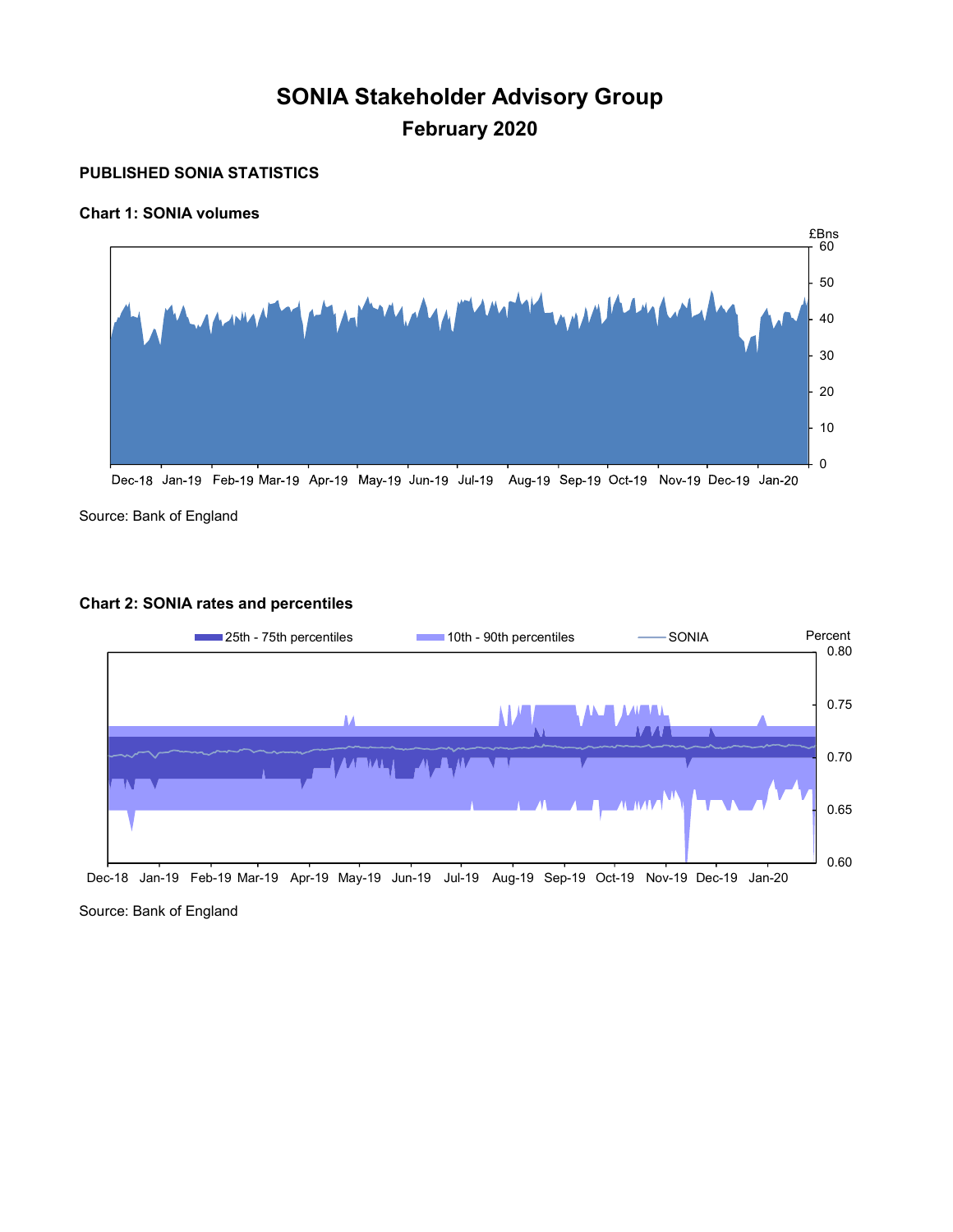# SONIA Stakeholder Advisory Group

## February 2020

### PUBLISHED SONIA STATISTICS

**Chart 1: SONIA volumes**

Source: Bank of England

**Chart 2: SONIA rates and percentiles**

Source: Bank of England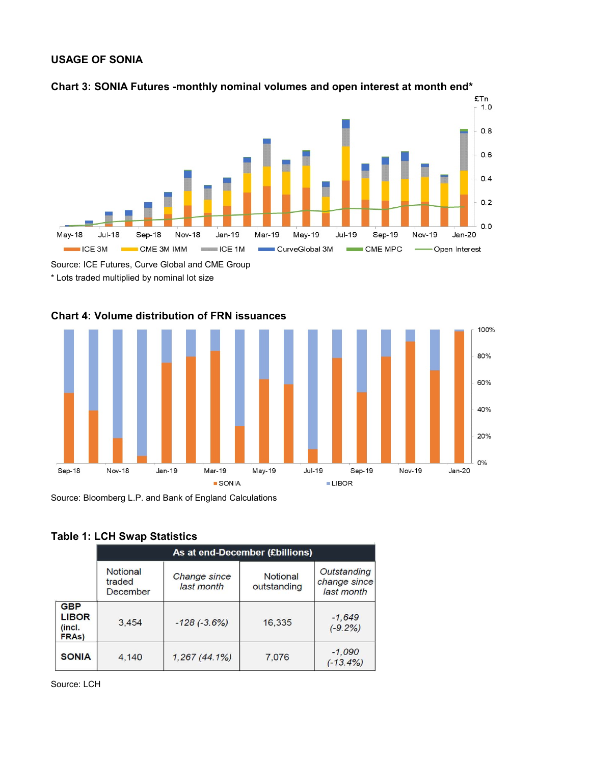**USAGE OF SONIA**

**Chart 3: SONIA Futures -monthly nominal volumes and open interest at month end***

£Tn

1.0
0.8
0.6
0.4
0.2
0.0

May-18 Jul-18 Sep-18 Nov-18 Jan-19 Mar-19 May-19 Jul-19 Sep-19 Nov-19 Jan-20

ICE 3M, CME 3M IMM, ICE 1M, CurveGlobal 3M, CME MPC, Open Interest

Source: ICE Futures, Curve Global and CME Group

* Lots traded multiplied by nominal lot size

**Chart 4: Volume distribution of FRN issuances**

100%
80%
60%
40%
20%
0%

Sep-18 Nov-18 Jan-19 Mar-19 May-19 Jul-19 Sep-19 Nov-19 Jan-20

SONIA, LIBOR

Source: Bloomberg L.P. and Bank of England Calculations

**Table 1: LCH Swap Statistics**

| | As at end-December (£billions) | | | |
|---|---|---|---|---|
| | Notional traded December | *Change since last month* | Notional outstanding | *Outstanding change since last month* |
| **GBP LIBOR (incl. FRAs)** | 3,454 | *-128 (-3.6%)* | 16,335 | *-1,649 (-9.2%)* |
| **SONIA** | 4,140 | *1,267 (44.1%)* | 7,076 | *-1,090 (-13.4%)* |

Source: LCH